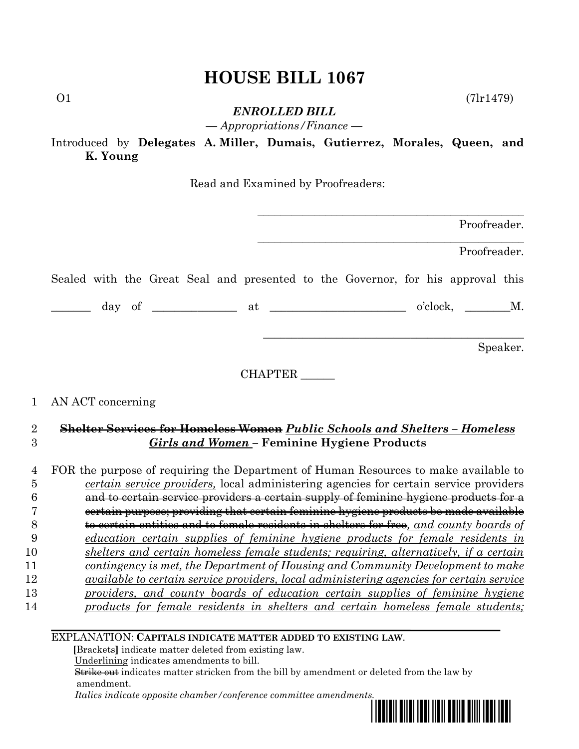# HOUSE BILL 1067

O1 (7lr1479)

***ENROLLED BILL***

*— Appropriations/Finance —*

Introduced by **Delegates A. Miller, Dumais, Gutierrez, Morales, Queen, and K. Young**

Read and Examined by Proofreaders:

_______________________________________________ Proofreader.

_______________________________________________ Proofreader.

Sealed with the Great Seal and presented to the Governor, for his approval this

_______ day of ______________ at ________________________ o'clock, ________M.

_______________________________________________ Speaker.

CHAPTER ______

1 AN ACT concerning

2 ~~**Shelter Services for Homeless Women**~~ ***Public Schools and Shelters – Homeless***
3 ***Girls and Women*** **– Feminine Hygiene Products**

4 FOR the purpose of requiring the Department of Human Resources to make available to
5 *certain service providers,* local administering agencies for certain service providers
6 ~~and to certain service providers a certain supply of feminine hygiene products for a~~
7 ~~certain purpose; providing that certain feminine hygiene products be made available~~
8 ~~to certain entities and to female residents in shelters for free~~*, and county boards of*
9 *education certain supplies of feminine hygiene products for female residents in*
10 *shelters and certain homeless female students; requiring, alternatively, if a certain*
11 *contingency is met, the Department of Housing and Community Development to make*
12 *available to certain service providers, local administering agencies for certain service*
13 *providers, and county boards of education certain supplies of feminine hygiene*
14 *products for female residents in shelters and certain homeless female students;*

EXPLANATION: **CAPITALS INDICATE MATTER ADDED TO EXISTING LAW.**

**[**Brackets**]** indicate matter deleted from existing law.

Underlining indicates amendments to bill.

~~Strike out~~ indicates matter stricken from the bill by amendment or deleted from the law by amendment.

*Italics indicate opposite chamber/conference committee amendments.*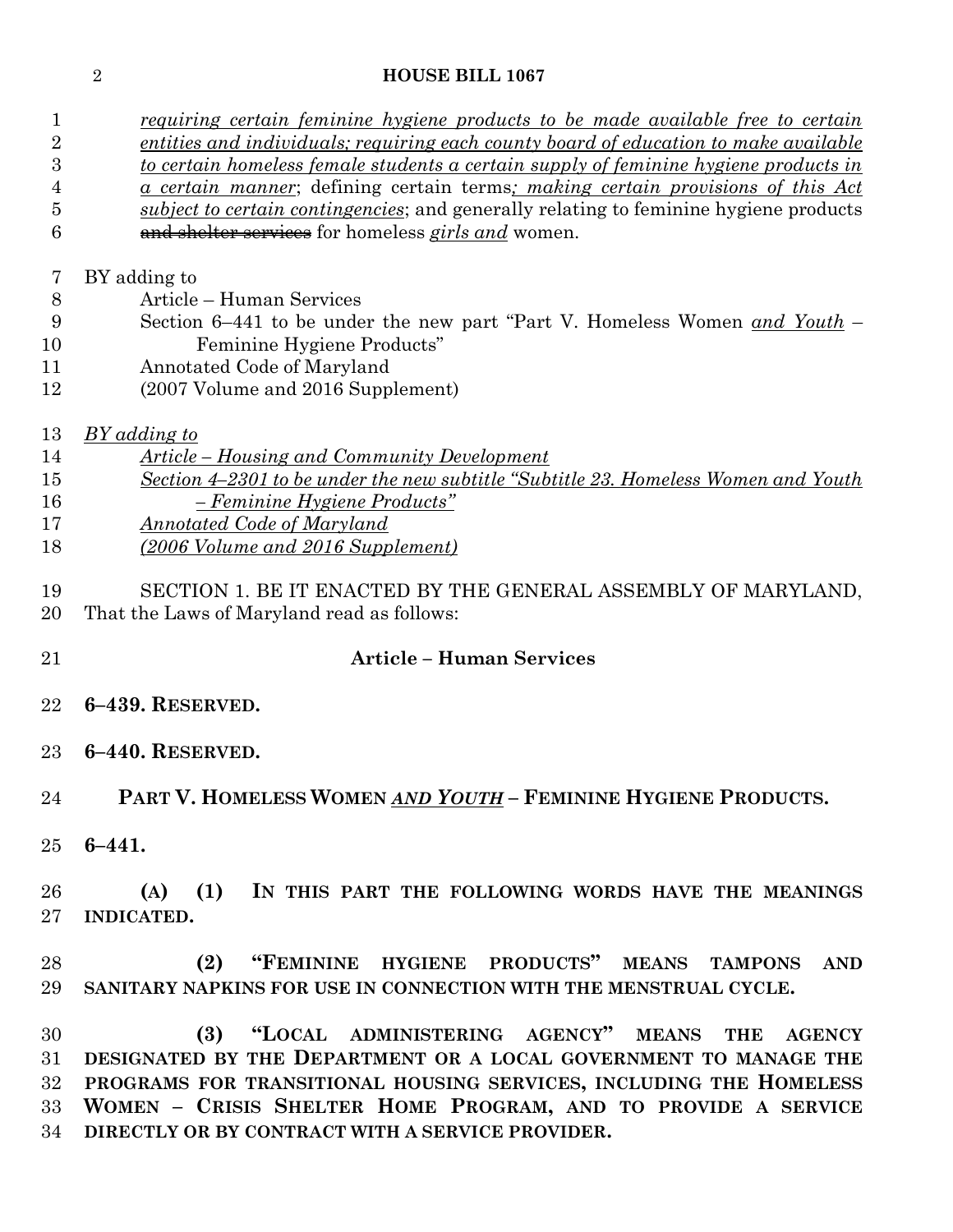requiring certain feminine hygiene products to be made available free to certain entities and individuals; requiring each county board of education to make available to certain homeless female students a certain supply of feminine hygiene products in a certain manner; defining certain terms; making certain provisions of this Act subject to certain contingencies; and generally relating to feminine hygiene products ~~and shelter services~~ for homeless *girls and* women.

BY adding to
Article – Human Services
Section 6–441 to be under the new part "Part V. Homeless Women *and Youth* – Feminine Hygiene Products"
Annotated Code of Maryland
(2007 Volume and 2016 Supplement)

*BY adding to*
*Article – Housing and Community Development*
*Section 4–2301 to be under the new subtitle "Subtitle 23. Homeless Women and Youth – Feminine Hygiene Products"*
*Annotated Code of Maryland*
*(2006 Volume and 2016 Supplement)*

SECTION 1. BE IT ENACTED BY THE GENERAL ASSEMBLY OF MARYLAND, That the Laws of Maryland read as follows:

## Article – Human Services

**6–439. RESERVED.**

**6–440. RESERVED.**

**PART V. HOMELESS WOMEN *AND YOUTH* – FEMININE HYGIENE PRODUCTS.**

**6–441.**

**(A) (1) IN THIS PART THE FOLLOWING WORDS HAVE THE MEANINGS INDICATED.**

**(2) "FEMININE HYGIENE PRODUCTS" MEANS TAMPONS AND SANITARY NAPKINS FOR USE IN CONNECTION WITH THE MENSTRUAL CYCLE.**

**(3) "LOCAL ADMINISTERING AGENCY" MEANS THE AGENCY DESIGNATED BY THE DEPARTMENT OR A LOCAL GOVERNMENT TO MANAGE THE PROGRAMS FOR TRANSITIONAL HOUSING SERVICES, INCLUDING THE HOMELESS WOMEN – CRISIS SHELTER HOME PROGRAM, AND TO PROVIDE A SERVICE DIRECTLY OR BY CONTRACT WITH A SERVICE PROVIDER.**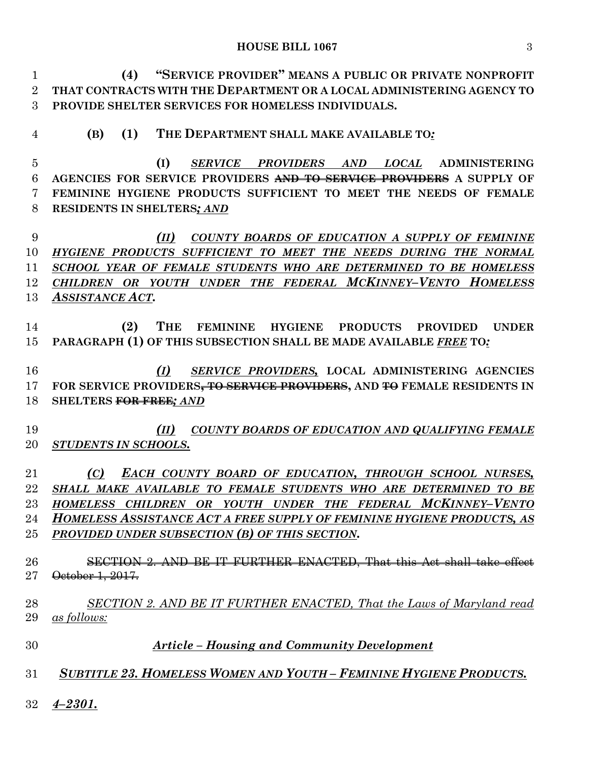**(4) "SERVICE PROVIDER" MEANS A PUBLIC OR PRIVATE NONPROFIT THAT CONTRACTS WITH THE DEPARTMENT OR A LOCAL ADMINISTERING AGENCY TO PROVIDE SHELTER SERVICES FOR HOMELESS INDIVIDUALS.**

**(B) (1) THE DEPARTMENT SHALL MAKE AVAILABLE TO*:***

**(I)** ***SERVICE PROVIDERS AND LOCAL*** **ADMINISTERING AGENCIES FOR SERVICE PROVIDERS ~~AND TO SERVICE PROVIDERS~~ A SUPPLY OF FEMININE HYGIENE PRODUCTS SUFFICIENT TO MEET THE NEEDS OF FEMALE RESIDENTS IN SHELTERS*; AND***

***(II) COUNTY BOARDS OF EDUCATION A SUPPLY OF FEMININE HYGIENE PRODUCTS SUFFICIENT TO MEET THE NEEDS DURING THE NORMAL SCHOOL YEAR OF FEMALE STUDENTS WHO ARE DETERMINED TO BE HOMELESS CHILDREN OR YOUTH UNDER THE FEDERAL MCKINNEY–VENTO HOMELESS ASSISTANCE ACT.***

**(2) THE FEMININE HYGIENE PRODUCTS PROVIDED UNDER PARAGRAPH (1) OF THIS SUBSECTION SHALL BE MADE AVAILABLE *FREE* TO*:***

***(I) SERVICE PROVIDERS,*** **LOCAL ADMINISTERING AGENCIES FOR SERVICE PROVIDERS~~, TO SERVICE PROVIDERS~~, AND ~~TO~~ FEMALE RESIDENTS IN SHELTERS ~~FOR FREE~~*; AND***

***(II) COUNTY BOARDS OF EDUCATION AND QUALIFYING FEMALE STUDENTS IN SCHOOLS.***

***(C) EACH COUNTY BOARD OF EDUCATION, THROUGH SCHOOL NURSES, SHALL MAKE AVAILABLE TO FEMALE STUDENTS WHO ARE DETERMINED TO BE HOMELESS CHILDREN OR YOUTH UNDER THE FEDERAL MCKINNEY–VENTO HOMELESS ASSISTANCE ACT A FREE SUPPLY OF FEMININE HYGIENE PRODUCTS, AS PROVIDED UNDER SUBSECTION (B) OF THIS SECTION.***

~~SECTION 2. AND BE IT FURTHER ENACTED, That this Act shall take effect October 1, 2017.~~

*SECTION 2. AND BE IT FURTHER ENACTED, That the Laws of Maryland read as follows:*

***Article – Housing and Community Development***

***SUBTITLE 23. HOMELESS WOMEN AND YOUTH – FEMININE HYGIENE PRODUCTS.***

***4–2301.***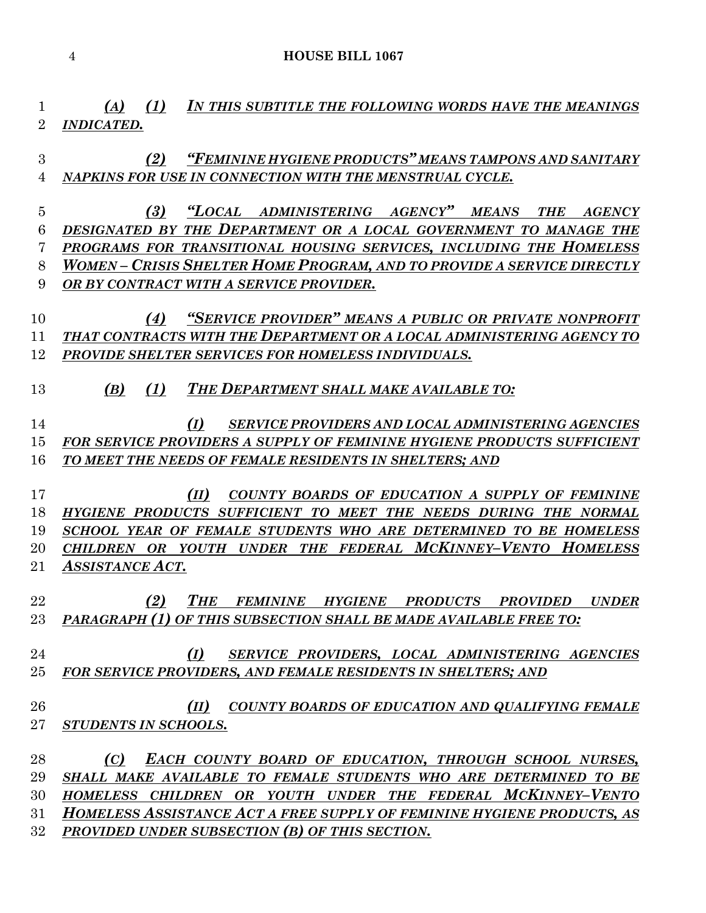*(A) (1) IN THIS SUBTITLE THE FOLLOWING WORDS HAVE THE MEANINGS INDICATED.*

*(2) "FEMININE HYGIENE PRODUCTS" MEANS TAMPONS AND SANITARY NAPKINS FOR USE IN CONNECTION WITH THE MENSTRUAL CYCLE.*

*(3) "LOCAL ADMINISTERING AGENCY" MEANS THE AGENCY DESIGNATED BY THE DEPARTMENT OR A LOCAL GOVERNMENT TO MANAGE THE PROGRAMS FOR TRANSITIONAL HOUSING SERVICES, INCLUDING THE HOMELESS WOMEN – CRISIS SHELTER HOME PROGRAM, AND TO PROVIDE A SERVICE DIRECTLY OR BY CONTRACT WITH A SERVICE PROVIDER.*

*(4) "SERVICE PROVIDER" MEANS A PUBLIC OR PRIVATE NONPROFIT THAT CONTRACTS WITH THE DEPARTMENT OR A LOCAL ADMINISTERING AGENCY TO PROVIDE SHELTER SERVICES FOR HOMELESS INDIVIDUALS.*

*(B) (1) THE DEPARTMENT SHALL MAKE AVAILABLE TO:*

*(I) SERVICE PROVIDERS AND LOCAL ADMINISTERING AGENCIES FOR SERVICE PROVIDERS A SUPPLY OF FEMININE HYGIENE PRODUCTS SUFFICIENT TO MEET THE NEEDS OF FEMALE RESIDENTS IN SHELTERS; AND*

*(II) COUNTY BOARDS OF EDUCATION A SUPPLY OF FEMININE HYGIENE PRODUCTS SUFFICIENT TO MEET THE NEEDS DURING THE NORMAL SCHOOL YEAR OF FEMALE STUDENTS WHO ARE DETERMINED TO BE HOMELESS CHILDREN OR YOUTH UNDER THE FEDERAL MCKINNEY–VENTO HOMELESS ASSISTANCE ACT.*

*(2) THE FEMININE HYGIENE PRODUCTS PROVIDED UNDER PARAGRAPH (1) OF THIS SUBSECTION SHALL BE MADE AVAILABLE FREE TO:*

*(I) SERVICE PROVIDERS, LOCAL ADMINISTERING AGENCIES FOR SERVICE PROVIDERS, AND FEMALE RESIDENTS IN SHELTERS; AND*

*(II) COUNTY BOARDS OF EDUCATION AND QUALIFYING FEMALE STUDENTS IN SCHOOLS.*

*(C) EACH COUNTY BOARD OF EDUCATION, THROUGH SCHOOL NURSES, SHALL MAKE AVAILABLE TO FEMALE STUDENTS WHO ARE DETERMINED TO BE HOMELESS CHILDREN OR YOUTH UNDER THE FEDERAL MCKINNEY–VENTO HOMELESS ASSISTANCE ACT A FREE SUPPLY OF FEMININE HYGIENE PRODUCTS, AS PROVIDED UNDER SUBSECTION (B) OF THIS SECTION.*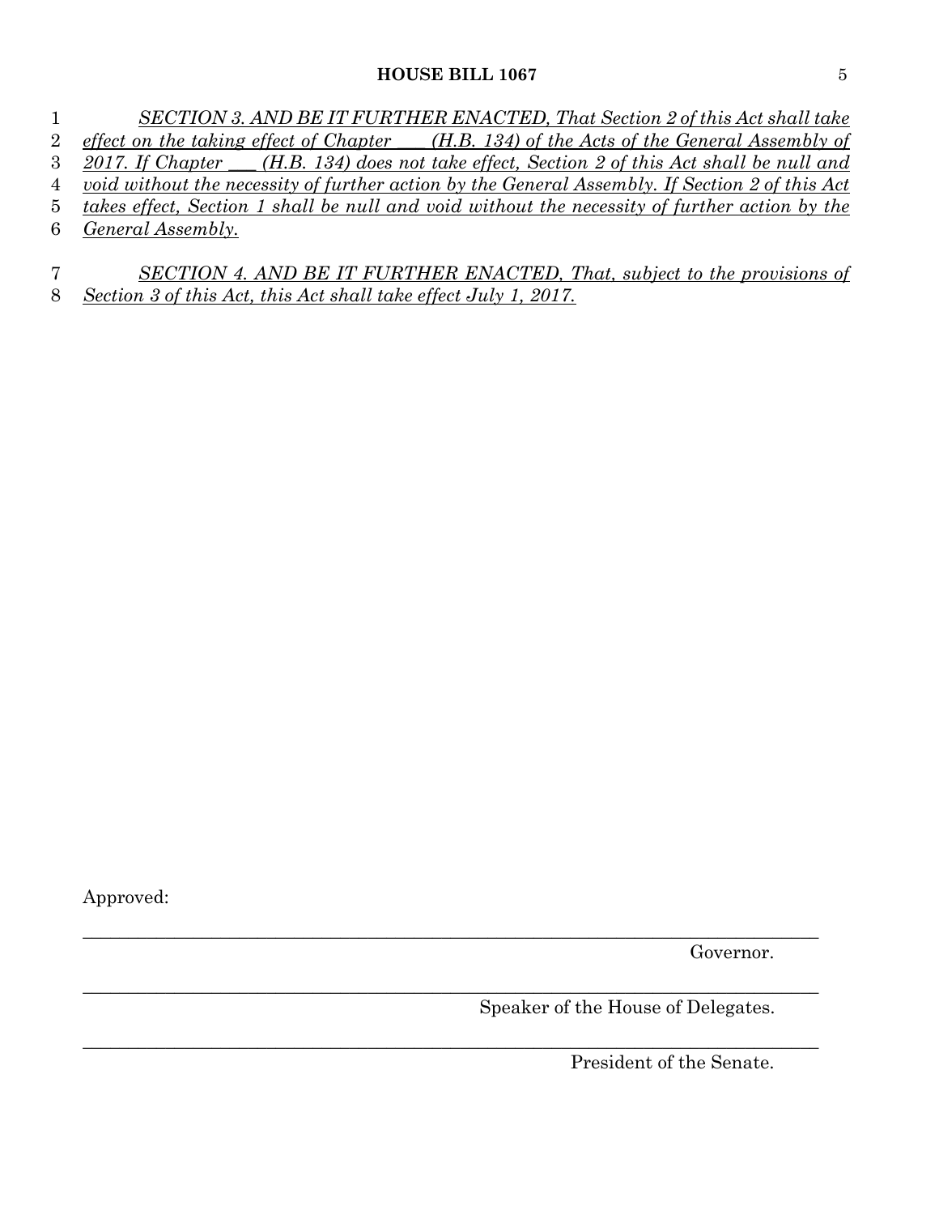*SECTION 3. AND BE IT FURTHER ENACTED, That Section 2 of this Act shall take effect on the taking effect of Chapter ___ (H.B. 134) of the Acts of the General Assembly of 2017. If Chapter ___ (H.B. 134) does not take effect, Section 2 of this Act shall be null and void without the necessity of further action by the General Assembly. If Section 2 of this Act takes effect, Section 1 shall be null and void without the necessity of further action by the General Assembly.*

*SECTION 4. AND BE IT FURTHER ENACTED, That, subject to the provisions of Section 3 of this Act, this Act shall take effect July 1, 2017.*

Approved:

\_\_\_\_\_\_\_\_\_\_\_\_\_\_\_\_\_\_\_\_\_\_\_\_\_\_\_\_\_\_\_\_\_\_\_\_\_\_\_\_

Governor.

\_\_\_\_\_\_\_\_\_\_\_\_\_\_\_\_\_\_\_\_\_\_\_\_\_\_\_\_\_\_\_\_\_\_\_\_\_\_\_\_

Speaker of the House of Delegates.

\_\_\_\_\_\_\_\_\_\_\_\_\_\_\_\_\_\_\_\_\_\_\_\_\_\_\_\_\_\_\_\_\_\_\_\_\_\_\_\_

President of the Senate.